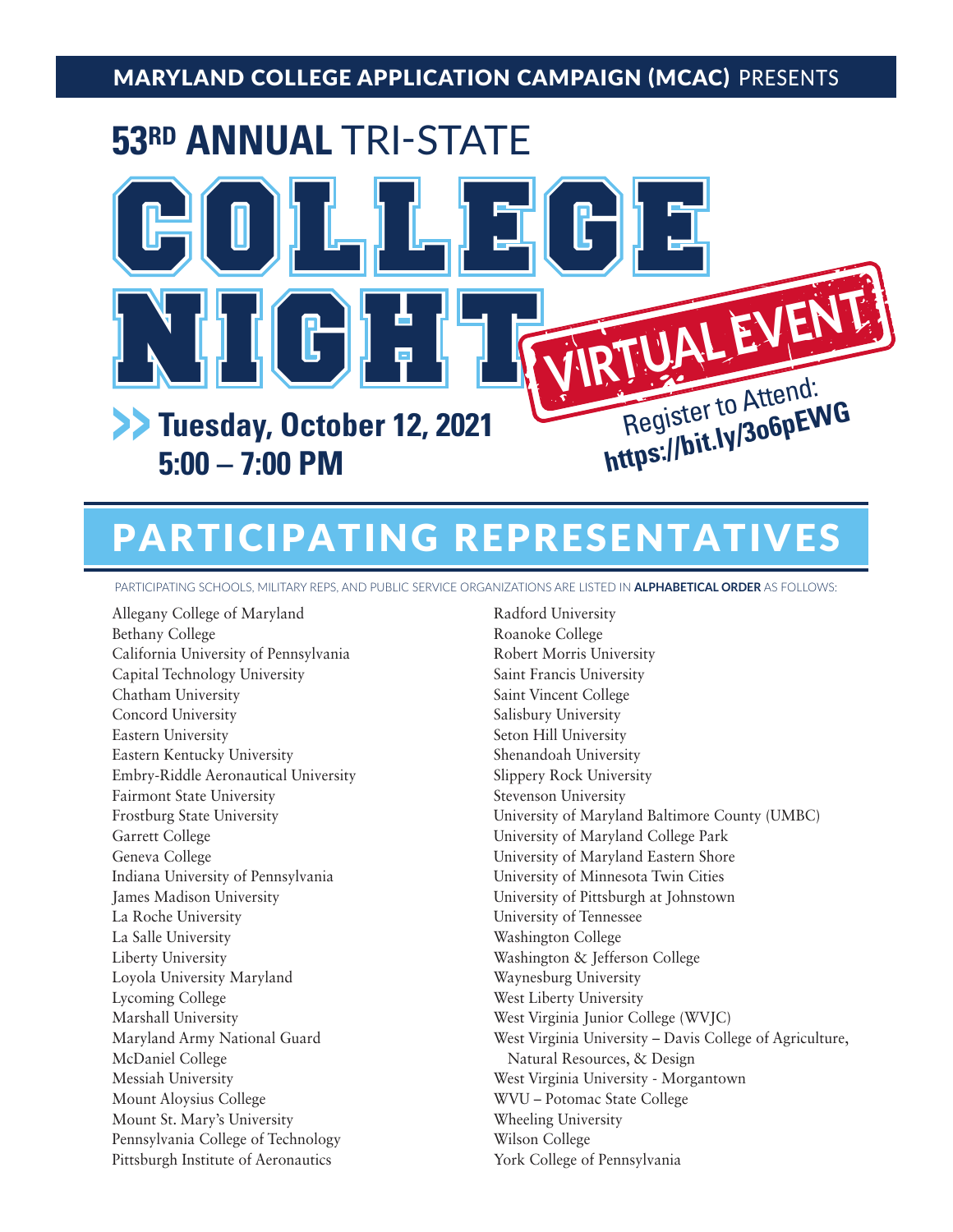MARYLAND COLLEGE APPLICATION CAMPAIGN (MCAC) PRESENTS

# 53RD ANNUAL TRI-STATE COLLEGE NIGHT

VIRTUAL EVENT

**Tuesday, October 12, 2021**
**5:00 – 7:00 PM**

Register to Attend:
**https://bit.ly/3o6pEWG**

## PARTICIPATING REPRESENTATIVES

PARTICIPATING SCHOOLS, MILITARY REPS, AND PUBLIC SERVICE ORGANIZATIONS ARE LISTED IN **ALPHABETICAL ORDER** AS FOLLOWS:

Allegany College of Maryland
Bethany College
California University of Pennsylvania
Capital Technology University
Chatham University
Concord University
Eastern University
Eastern Kentucky University
Embry-Riddle Aeronautical University
Fairmont State University
Frostburg State University
Garrett College
Geneva College
Indiana University of Pennsylvania
James Madison University
La Roche University
La Salle University
Liberty University
Loyola University Maryland
Lycoming College
Marshall University
Maryland Army National Guard
McDaniel College
Messiah University
Mount Aloysius College
Mount St. Mary's University
Pennsylvania College of Technology
Pittsburgh Institute of Aeronautics
Radford University
Roanoke College
Robert Morris University
Saint Francis University
Saint Vincent College
Salisbury University
Seton Hill University
Shenandoah University
Slippery Rock University
Stevenson University
University of Maryland Baltimore County (UMBC)
University of Maryland College Park
University of Maryland Eastern Shore
University of Minnesota Twin Cities
University of Pittsburgh at Johnstown
University of Tennessee
Washington College
Washington & Jefferson College
Waynesburg University
West Liberty University
West Virginia Junior College (WVJC)
West Virginia University – Davis College of Agriculture, Natural Resources, & Design
West Virginia University - Morgantown
WVU – Potomac State College
Wheeling University
Wilson College
York College of Pennsylvania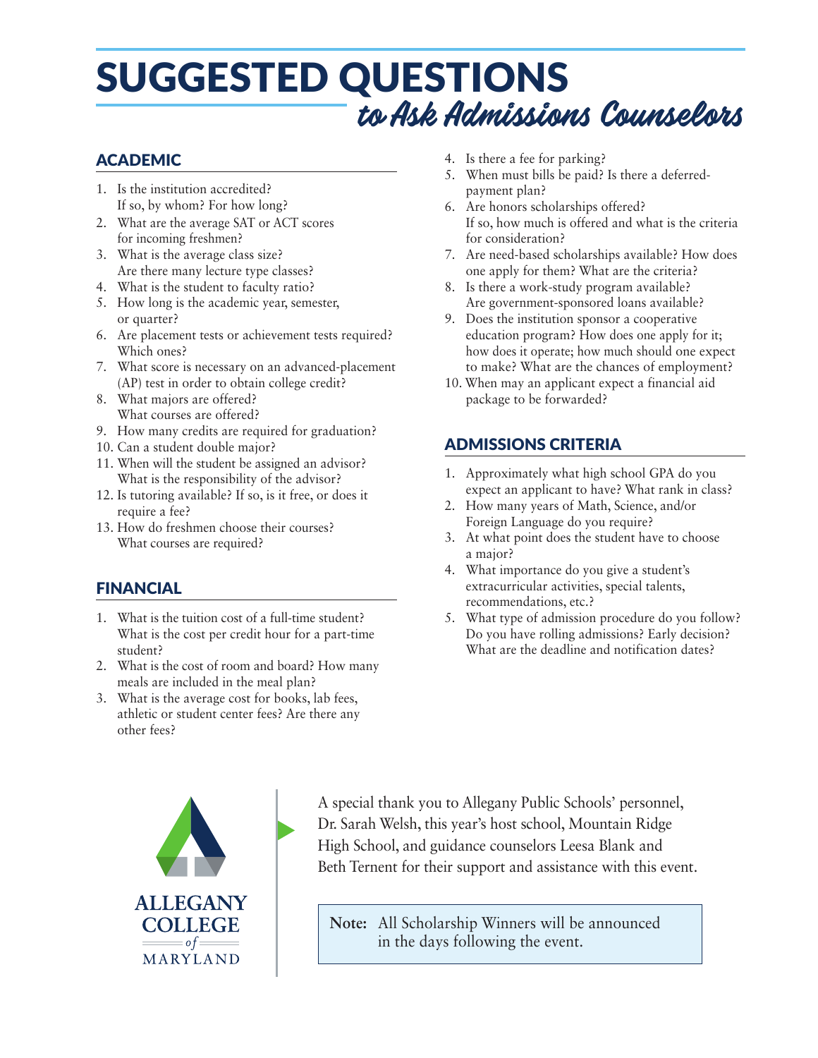# SUGGESTED QUESTIONS *to Ask Admissions Counselors*

## ACADEMIC

1. Is the institution accredited? If so, by whom? For how long?
2. What are the average SAT or ACT scores for incoming freshmen?
3. What is the average class size? Are there many lecture type classes?
4. What is the student to faculty ratio?
5. How long is the academic year, semester, or quarter?
6. Are placement tests or achievement tests required? Which ones?
7. What score is necessary on an advanced-placement (AP) test in order to obtain college credit?
8. What majors are offered? What courses are offered?
9. How many credits are required for graduation?
10. Can a student double major?
11. When will the student be assigned an advisor? What is the responsibility of the advisor?
12. Is tutoring available? If so, is it free, or does it require a fee?
13. How do freshmen choose their courses? What courses are required?

## FINANCIAL

1. What is the tuition cost of a full-time student? What is the cost per credit hour for a part-time student?
2. What is the cost of room and board? How many meals are included in the meal plan?
3. What is the average cost for books, lab fees, athletic or student center fees? Are there any other fees?
4. Is there a fee for parking?
5. When must bills be paid? Is there a deferred-payment plan?
6. Are honors scholarships offered? If so, how much is offered and what is the criteria for consideration?
7. Are need-based scholarships available? How does one apply for them? What are the criteria?
8. Is there a work-study program available? Are government-sponsored loans available?
9. Does the institution sponsor a cooperative education program? How does one apply for it; how does it operate; how much should one expect to make? What are the chances of employment?
10. When may an applicant expect a financial aid package to be forwarded?

## ADMISSIONS CRITERIA

1. Approximately what high school GPA do you expect an applicant to have? What rank in class?
2. How many years of Math, Science, and/or Foreign Language do you require?
3. At what point does the student have to choose a major?
4. What importance do you give a student's extracurricular activities, special talents, recommendations, etc.?
5. What type of admission procedure do you follow? Do you have rolling admissions? Early decision? What are the deadline and notification dates?

ALLEGANY COLLEGE of MARYLAND

A special thank you to Allegany Public Schools' personnel, Dr. Sarah Welsh, this year's host school, Mountain Ridge High School, and guidance counselors Leesa Blank and Beth Ternent for their support and assistance with this event.

**Note:** All Scholarship Winners will be announced in the days following the event.